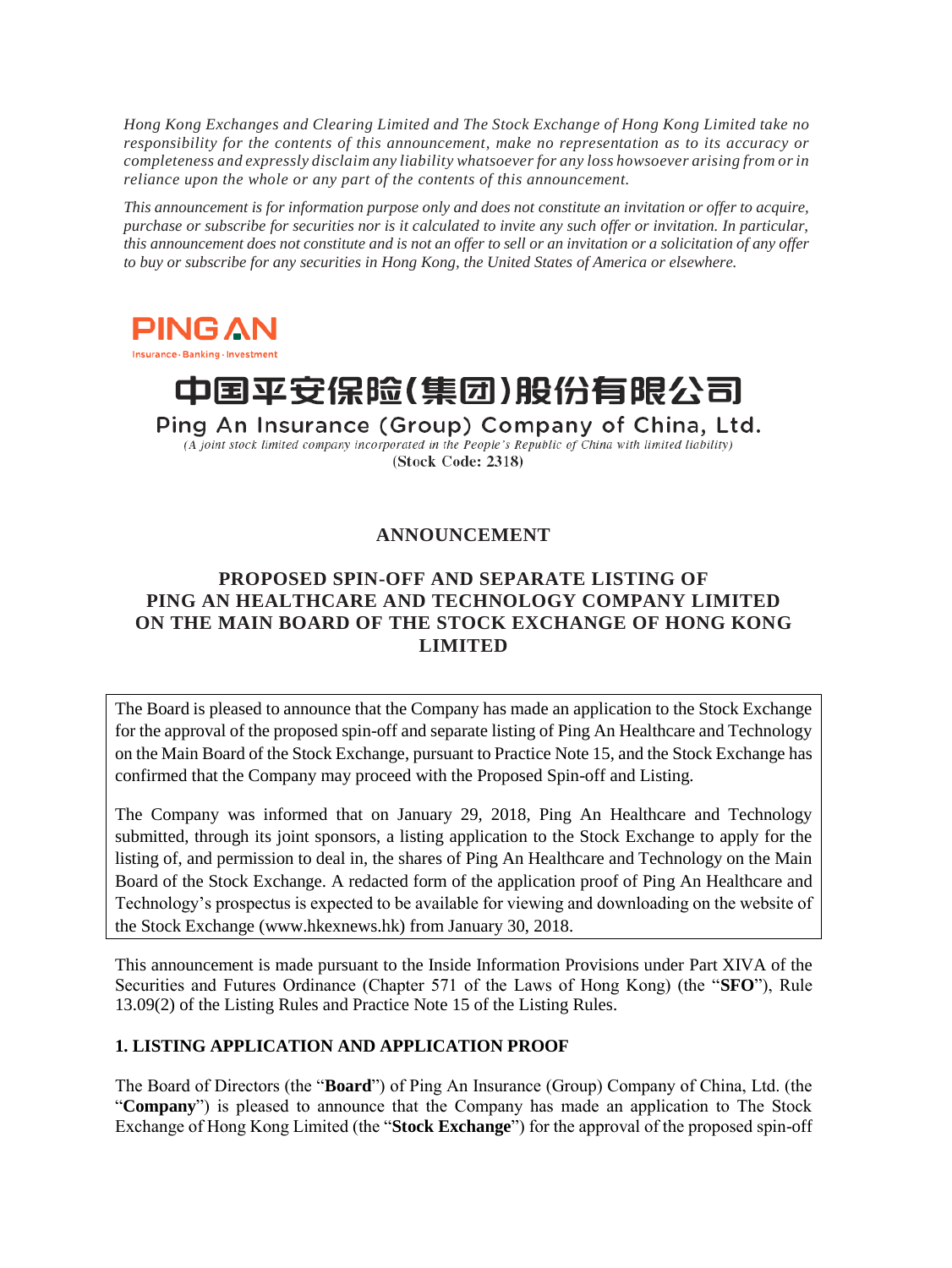*Hong Kong Exchanges and Clearing Limited and The Stock Exchange of Hong Kong Limited take no responsibility for the contents of this announcement, make no representation as to its accuracy or completeness and expressly disclaim any liability whatsoever for any loss howsoever arising from or in reliance upon the whole or any part of the contents of this announcement.*

*This announcement is for information purpose only and does not constitute an invitation or offer to acquire, purchase or subscribe for securities nor is it calculated to invite any such offer or invitation. In particular, this announcement does not constitute and is not an offer to sell or an invitation or a solicitation of any offer to buy or subscribe for any securities in Hong Kong, the United States of America or elsewhere.*

PING AN
Insurance · Banking · Investment

# 中国平安保险(集团)股份有限公司
## Ping An Insurance (Group) Company of China, Ltd.

*(A joint stock limited company incorporated in the People's Republic of China with limited liability)*

**(Stock Code: 2318)**

## ANNOUNCEMENT

## PROPOSED SPIN-OFF AND SEPARATE LISTING OF PING AN HEALTHCARE AND TECHNOLOGY COMPANY LIMITED ON THE MAIN BOARD OF THE STOCK EXCHANGE OF HONG KONG LIMITED

The Board is pleased to announce that the Company has made an application to the Stock Exchange for the approval of the proposed spin-off and separate listing of Ping An Healthcare and Technology on the Main Board of the Stock Exchange, pursuant to Practice Note 15, and the Stock Exchange has confirmed that the Company may proceed with the Proposed Spin-off and Listing.

The Company was informed that on January 29, 2018, Ping An Healthcare and Technology submitted, through its joint sponsors, a listing application to the Stock Exchange to apply for the listing of, and permission to deal in, the shares of Ping An Healthcare and Technology on the Main Board of the Stock Exchange. A redacted form of the application proof of Ping An Healthcare and Technology's prospectus is expected to be available for viewing and downloading on the website of the Stock Exchange (www.hkexnews.hk) from January 30, 2018.

This announcement is made pursuant to the Inside Information Provisions under Part XIVA of the Securities and Futures Ordinance (Chapter 571 of the Laws of Hong Kong) (the "**SFO**"), Rule 13.09(2) of the Listing Rules and Practice Note 15 of the Listing Rules.

### 1. LISTING APPLICATION AND APPLICATION PROOF

The Board of Directors (the "**Board**") of Ping An Insurance (Group) Company of China, Ltd. (the "**Company**") is pleased to announce that the Company has made an application to The Stock Exchange of Hong Kong Limited (the "**Stock Exchange**") for the approval of the proposed spin-off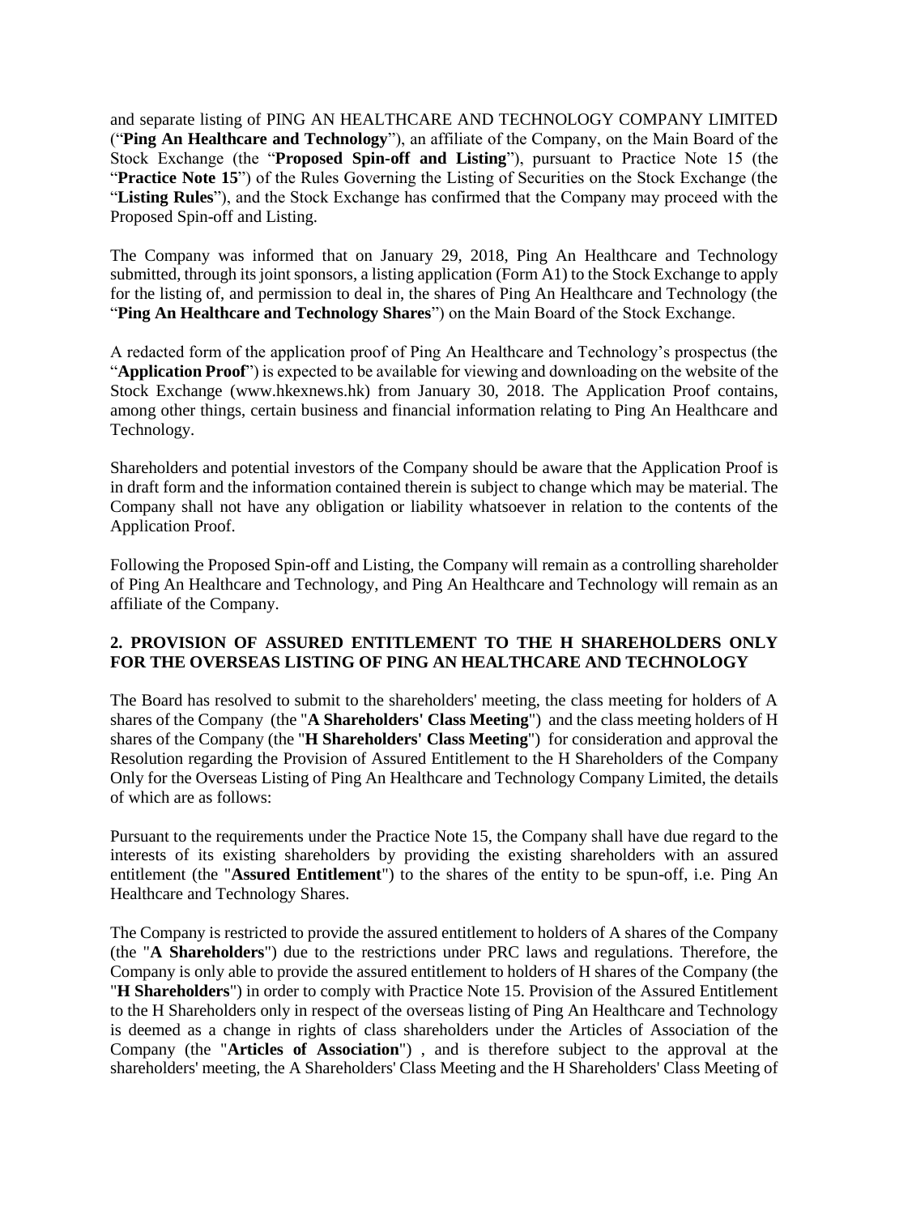and separate listing of PING AN HEALTHCARE AND TECHNOLOGY COMPANY LIMITED ("**Ping An Healthcare and Technology**"), an affiliate of the Company, on the Main Board of the Stock Exchange (the "**Proposed Spin-off and Listing**"), pursuant to Practice Note 15 (the "**Practice Note 15**") of the Rules Governing the Listing of Securities on the Stock Exchange (the "**Listing Rules**"), and the Stock Exchange has confirmed that the Company may proceed with the Proposed Spin-off and Listing.

The Company was informed that on January 29, 2018, Ping An Healthcare and Technology submitted, through its joint sponsors, a listing application (Form A1) to the Stock Exchange to apply for the listing of, and permission to deal in, the shares of Ping An Healthcare and Technology (the "**Ping An Healthcare and Technology Shares**") on the Main Board of the Stock Exchange.

A redacted form of the application proof of Ping An Healthcare and Technology's prospectus (the "**Application Proof**") is expected to be available for viewing and downloading on the website of the Stock Exchange (www.hkexnews.hk) from January 30, 2018. The Application Proof contains, among other things, certain business and financial information relating to Ping An Healthcare and Technology.

Shareholders and potential investors of the Company should be aware that the Application Proof is in draft form and the information contained therein is subject to change which may be material. The Company shall not have any obligation or liability whatsoever in relation to the contents of the Application Proof.

Following the Proposed Spin-off and Listing, the Company will remain as a controlling shareholder of Ping An Healthcare and Technology, and Ping An Healthcare and Technology will remain as an affiliate of the Company.

## 2. PROVISION OF ASSURED ENTITLEMENT TO THE H SHAREHOLDERS ONLY FOR THE OVERSEAS LISTING OF PING AN HEALTHCARE AND TECHNOLOGY

The Board has resolved to submit to the shareholders' meeting, the class meeting for holders of A shares of the Company (the "**A Shareholders' Class Meeting**") and the class meeting holders of H shares of the Company (the "**H Shareholders' Class Meeting**") for consideration and approval the Resolution regarding the Provision of Assured Entitlement to the H Shareholders of the Company Only for the Overseas Listing of Ping An Healthcare and Technology Company Limited, the details of which are as follows:

Pursuant to the requirements under the Practice Note 15, the Company shall have due regard to the interests of its existing shareholders by providing the existing shareholders with an assured entitlement (the "**Assured Entitlement**") to the shares of the entity to be spun-off, i.e. Ping An Healthcare and Technology Shares.

The Company is restricted to provide the assured entitlement to holders of A shares of the Company (the "**A Shareholders**") due to the restrictions under PRC laws and regulations. Therefore, the Company is only able to provide the assured entitlement to holders of H shares of the Company (the "**H Shareholders**") in order to comply with Practice Note 15. Provision of the Assured Entitlement to the H Shareholders only in respect of the overseas listing of Ping An Healthcare and Technology is deemed as a change in rights of class shareholders under the Articles of Association of the Company (the "**Articles of Association**") , and is therefore subject to the approval at the shareholders' meeting, the A Shareholders' Class Meeting and the H Shareholders' Class Meeting of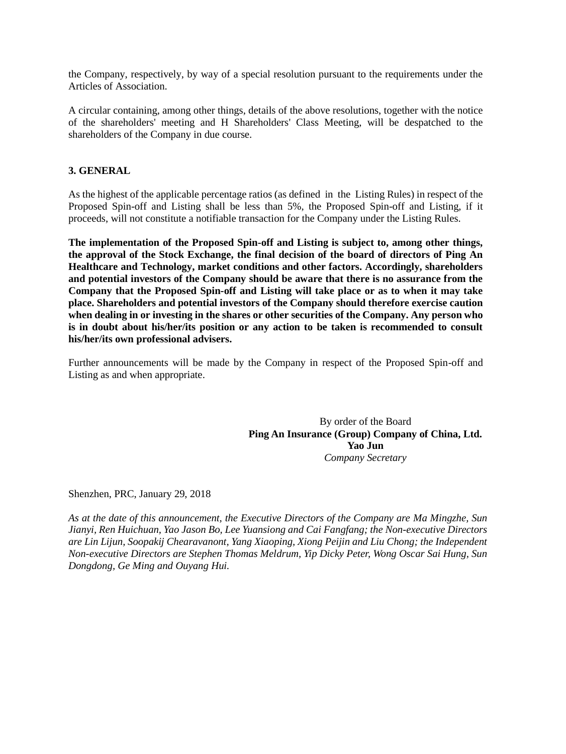the Company, respectively, by way of a special resolution pursuant to the requirements under the Articles of Association.

A circular containing, among other things, details of the above resolutions, together with the notice of the shareholders' meeting and H Shareholders' Class Meeting, will be despatched to the shareholders of the Company in due course.

### 3. GENERAL

As the highest of the applicable percentage ratios (as defined in the Listing Rules) in respect of the Proposed Spin-off and Listing shall be less than 5%, the Proposed Spin-off and Listing, if it proceeds, will not constitute a notifiable transaction for the Company under the Listing Rules.

**The implementation of the Proposed Spin-off and Listing is subject to, among other things, the approval of the Stock Exchange, the final decision of the board of directors of Ping An Healthcare and Technology, market conditions and other factors. Accordingly, shareholders and potential investors of the Company should be aware that there is no assurance from the Company that the Proposed Spin-off and Listing will take place or as to when it may take place. Shareholders and potential investors of the Company should therefore exercise caution when dealing in or investing in the shares or other securities of the Company. Any person who is in doubt about his/her/its position or any action to be taken is recommended to consult his/her/its own professional advisers.**

Further announcements will be made by the Company in respect of the Proposed Spin-off and Listing as and when appropriate.

By order of the Board
**Ping An Insurance (Group) Company of China, Ltd.**
**Yao Jun**
*Company Secretary*

Shenzhen, PRC, January 29, 2018

*As at the date of this announcement, the Executive Directors of the Company are Ma Mingzhe, Sun Jianyi, Ren Huichuan, Yao Jason Bo, Lee Yuansiong and Cai Fangfang; the Non-executive Directors are Lin Lijun, Soopakij Chearavanont, Yang Xiaoping, Xiong Peijin and Liu Chong; the Independent Non-executive Directors are Stephen Thomas Meldrum, Yip Dicky Peter, Wong Oscar Sai Hung, Sun Dongdong, Ge Ming and Ouyang Hui.*